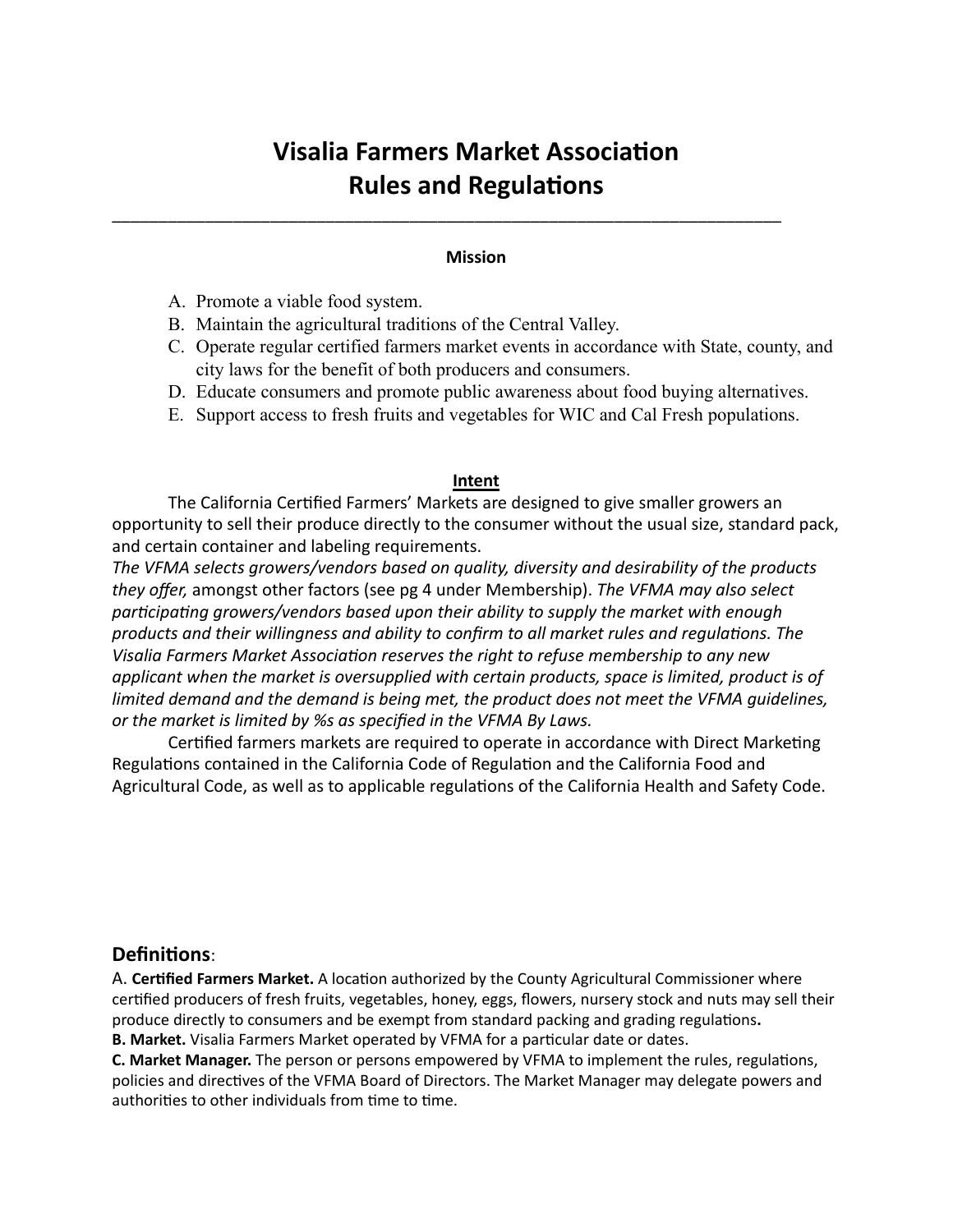# Visalia Farmers Market Association
# Rules and Regulations

---

**Mission**

A. Promote a viable food system.
B. Maintain the agricultural traditions of the Central Valley.
C. Operate regular certified farmers market events in accordance with State, county, and city laws for the benefit of both producers and consumers.
D. Educate consumers and promote public awareness about food buying alternatives.
E. Support access to fresh fruits and vegetables for WIC and Cal Fresh populations.

**Intent**

The California Certified Farmers' Markets are designed to give smaller growers an opportunity to sell their produce directly to the consumer without the usual size, standard pack, and certain container and labeling requirements.
*The VFMA selects growers/vendors based on quality, diversity and desirability of the products they offer,* amongst other factors (see pg 4 under Membership). *The VFMA may also select participating growers/vendors based upon their ability to supply the market with enough products and their willingness and ability to confirm to all market rules and regulations. The Visalia Farmers Market Association reserves the right to refuse membership to any new applicant when the market is oversupplied with certain products, space is limited, product is of limited demand and the demand is being met, the product does not meet the VFMA guidelines, or the market is limited by %s as specified in the VFMA By Laws.*

Certified farmers markets are required to operate in accordance with Direct Marketing Regulations contained in the California Code of Regulation and the California Food and Agricultural Code, as well as to applicable regulations of the California Health and Safety Code.

## Definitions:

A. **Certified Farmers Market.** A location authorized by the County Agricultural Commissioner where certified producers of fresh fruits, vegetables, honey, eggs, flowers, nursery stock and nuts may sell their produce directly to consumers and be exempt from standard packing and grading regulations**.**
**B. Market.** Visalia Farmers Market operated by VFMA for a particular date or dates.
**C. Market Manager.** The person or persons empowered by VFMA to implement the rules, regulations, policies and directives of the VFMA Board of Directors. The Market Manager may delegate powers and authorities to other individuals from time to time.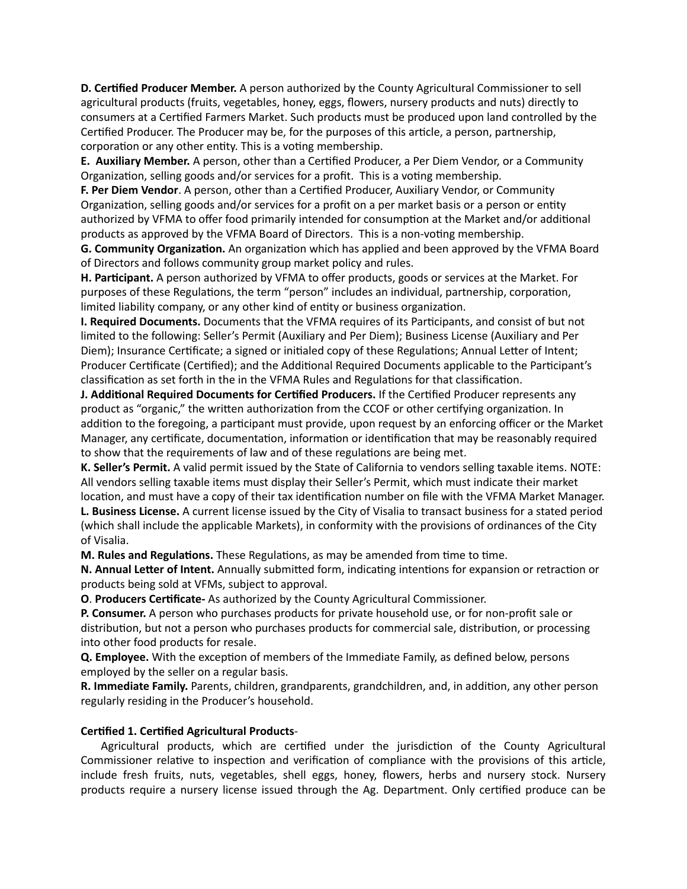**D. Certified Producer Member.** A person authorized by the County Agricultural Commissioner to sell agricultural products (fruits, vegetables, honey, eggs, flowers, nursery products and nuts) directly to consumers at a Certified Farmers Market. Such products must be produced upon land controlled by the Certified Producer. The Producer may be, for the purposes of this article, a person, partnership, corporation or any other entity. This is a voting membership.

**E. Auxiliary Member.** A person, other than a Certified Producer, a Per Diem Vendor, or a Community Organization, selling goods and/or services for a profit. This is a voting membership.

**F. Per Diem Vendor**. A person, other than a Certified Producer, Auxiliary Vendor, or Community Organization, selling goods and/or services for a profit on a per market basis or a person or entity authorized by VFMA to offer food primarily intended for consumption at the Market and/or additional products as approved by the VFMA Board of Directors. This is a non-voting membership.

**G. Community Organization.** An organization which has applied and been approved by the VFMA Board of Directors and follows community group market policy and rules.

**H. Participant.** A person authorized by VFMA to offer products, goods or services at the Market. For purposes of these Regulations, the term "person" includes an individual, partnership, corporation, limited liability company, or any other kind of entity or business organization.

**I. Required Documents.** Documents that the VFMA requires of its Participants, and consist of but not limited to the following: Seller's Permit (Auxiliary and Per Diem); Business License (Auxiliary and Per Diem); Insurance Certificate; a signed or initialed copy of these Regulations; Annual Letter of Intent; Producer Certificate (Certified); and the Additional Required Documents applicable to the Participant's classification as set forth in the in the VFMA Rules and Regulations for that classification.

**J. Additional Required Documents for Certified Producers.** If the Certified Producer represents any product as "organic," the written authorization from the CCOF or other certifying organization. In addition to the foregoing, a participant must provide, upon request by an enforcing officer or the Market Manager, any certificate, documentation, information or identification that may be reasonably required to show that the requirements of law and of these regulations are being met.

**K. Seller's Permit.** A valid permit issued by the State of California to vendors selling taxable items. NOTE: All vendors selling taxable items must display their Seller's Permit, which must indicate their market location, and must have a copy of their tax identification number on file with the VFMA Market Manager.

**L. Business License.** A current license issued by the City of Visalia to transact business for a stated period (which shall include the applicable Markets), in conformity with the provisions of ordinances of the City of Visalia.

**M. Rules and Regulations.** These Regulations, as may be amended from time to time.

**N. Annual Letter of Intent.** Annually submitted form, indicating intentions for expansion or retraction or products being sold at VFMs, subject to approval.

**O**. **Producers Certificate-** As authorized by the County Agricultural Commissioner.

**P. Consumer.** A person who purchases products for private household use, or for non-profit sale or distribution, but not a person who purchases products for commercial sale, distribution, or processing into other food products for resale.

**Q. Employee.** With the exception of members of the Immediate Family, as defined below, persons employed by the seller on a regular basis.

**R. Immediate Family.** Parents, children, grandparents, grandchildren, and, in addition, any other person regularly residing in the Producer's household.

**Certified 1. Certified Agricultural Products**-

Agricultural products, which are certified under the jurisdiction of the County Agricultural Commissioner relative to inspection and verification of compliance with the provisions of this article, include fresh fruits, nuts, vegetables, shell eggs, honey, flowers, herbs and nursery stock. Nursery products require a nursery license issued through the Ag. Department. Only certified produce can be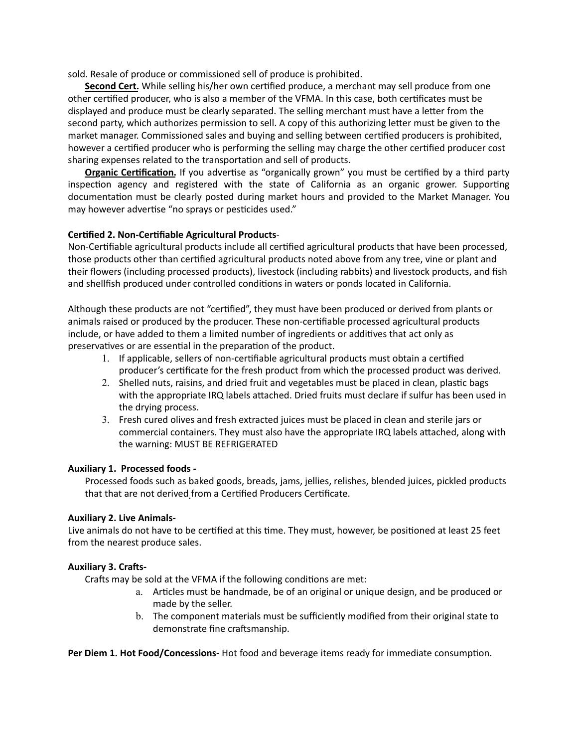sold. Resale of produce or commissioned sell of produce is prohibited.

**Second Cert.** While selling his/her own certified produce, a merchant may sell produce from one other certified producer, who is also a member of the VFMA. In this case, both certificates must be displayed and produce must be clearly separated. The selling merchant must have a letter from the second party, which authorizes permission to sell. A copy of this authorizing letter must be given to the market manager. Commissioned sales and buying and selling between certified producers is prohibited, however a certified producer who is performing the selling may charge the other certified producer cost sharing expenses related to the transportation and sell of products.

**Organic Certification.** If you advertise as "organically grown" you must be certified by a third party inspection agency and registered with the state of California as an organic grower. Supporting documentation must be clearly posted during market hours and provided to the Market Manager. You may however advertise "no sprays or pesticides used."

**Certified 2. Non-Certifiable Agricultural Products**-

Non-Certifiable agricultural products include all certified agricultural products that have been processed, those products other than certified agricultural products noted above from any tree, vine or plant and their flowers (including processed products), livestock (including rabbits) and livestock products, and fish and shellfish produced under controlled conditions in waters or ponds located in California.

Although these products are not "certified", they must have been produced or derived from plants or animals raised or produced by the producer. These non-certifiable processed agricultural products include, or have added to them a limited number of ingredients or additives that act only as preservatives or are essential in the preparation of the product.

1. If applicable, sellers of non-certifiable agricultural products must obtain a certified producer's certificate for the fresh product from which the processed product was derived.
2. Shelled nuts, raisins, and dried fruit and vegetables must be placed in clean, plastic bags with the appropriate IRQ labels attached. Dried fruits must declare if sulfur has been used in the drying process.
3. Fresh cured olives and fresh extracted juices must be placed in clean and sterile jars or commercial containers. They must also have the appropriate IRQ labels attached, along with the warning: MUST BE REFRIGERATED

**Auxiliary 1. Processed foods -**

Processed foods such as baked goods, breads, jams, jellies, relishes, blended juices, pickled products that that are not derived from a Certified Producers Certificate.

**Auxiliary 2. Live Animals-**

Live animals do not have to be certified at this time. They must, however, be positioned at least 25 feet from the nearest produce sales.

**Auxiliary 3. Crafts-**

Crafts may be sold at the VFMA if the following conditions are met:

a. Articles must be handmade, be of an original or unique design, and be produced or made by the seller.
b. The component materials must be sufficiently modified from their original state to demonstrate fine craftsmanship.

**Per Diem 1. Hot Food/Concessions-** Hot food and beverage items ready for immediate consumption.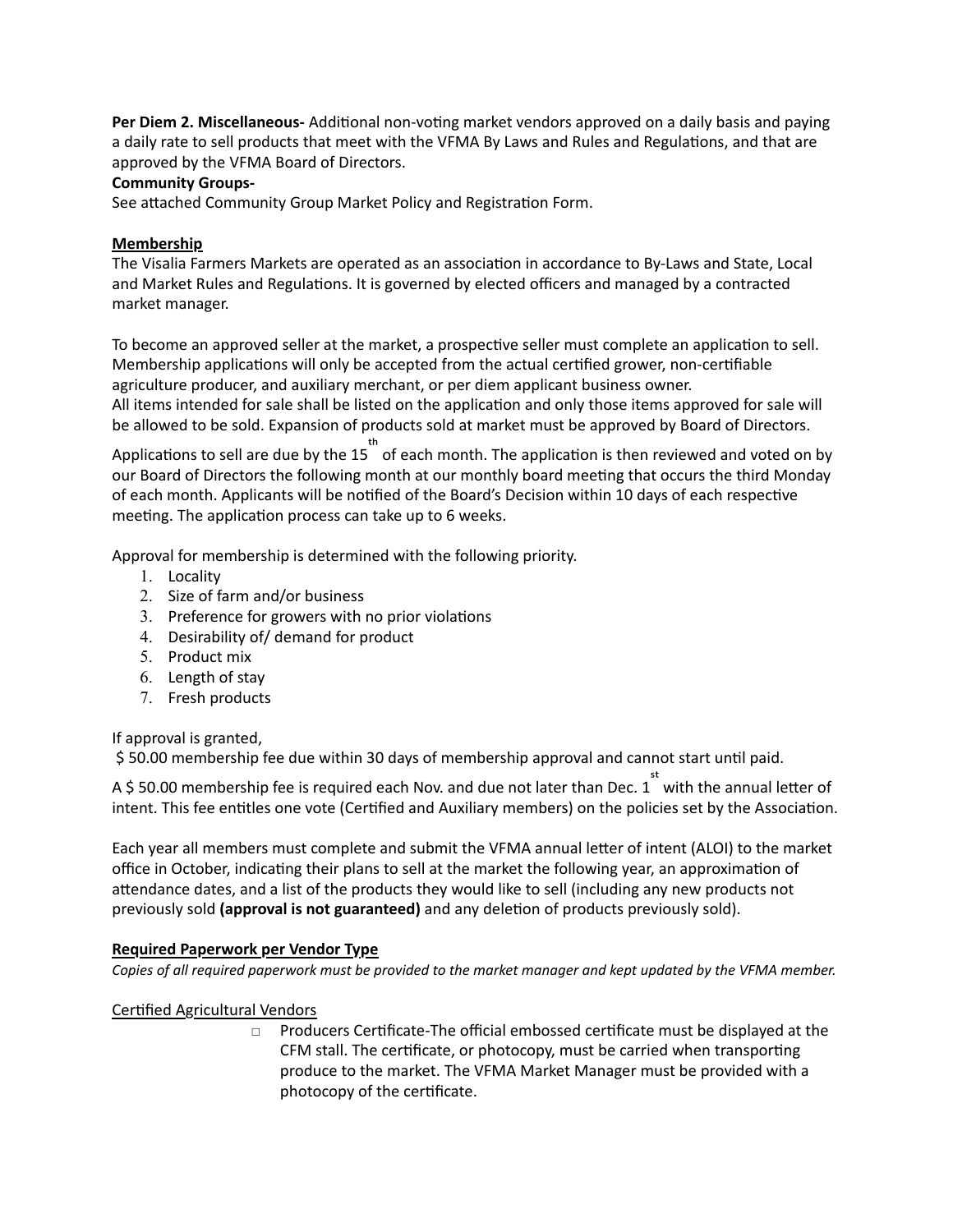**Per Diem 2. Miscellaneous-** Additional non-voting market vendors approved on a daily basis and paying a daily rate to sell products that meet with the VFMA By Laws and Rules and Regulations, and that are approved by the VFMA Board of Directors.

**Community Groups-**

See attached Community Group Market Policy and Registration Form.

**Membership**

The Visalia Farmers Markets are operated as an association in accordance to By-Laws and State, Local and Market Rules and Regulations. It is governed by elected officers and managed by a contracted market manager.

To become an approved seller at the market, a prospective seller must complete an application to sell. Membership applications will only be accepted from the actual certified grower, non-certifiable agriculture producer, and auxiliary merchant, or per diem applicant business owner.
All items intended for sale shall be listed on the application and only those items approved for sale will be allowed to be sold. Expansion of products sold at market must be approved by Board of Directors.

Applications to sell are due by the 15th of each month. The application is then reviewed and voted on by our Board of Directors the following month at our monthly board meeting that occurs the third Monday of each month. Applicants will be notified of the Board's Decision within 10 days of each respective meeting. The application process can take up to 6 weeks.

Approval for membership is determined with the following priority.

1. Locality
2. Size of farm and/or business
3. Preference for growers with no prior violations
4. Desirability of/ demand for product
5. Product mix
6. Length of stay
7. Fresh products

If approval is granted,

$ 50.00 membership fee due within 30 days of membership approval and cannot start until paid.

A $ 50.00 membership fee is required each Nov. and due not later than Dec. 1st with the annual letter of intent. This fee entitles one vote (Certified and Auxiliary members) on the policies set by the Association.

Each year all members must complete and submit the VFMA annual letter of intent (ALOI) to the market office in October, indicating their plans to sell at the market the following year, an approximation of attendance dates, and a list of the products they would like to sell (including any new products not previously sold **(approval is not guaranteed)** and any deletion of products previously sold).

**Required Paperwork per Vendor Type**

*Copies of all required paperwork must be provided to the market manager and kept updated by the VFMA member.*

Certified Agricultural Vendors

- ☐ Producers Certificate-The official embossed certificate must be displayed at the CFM stall. The certificate, or photocopy, must be carried when transporting produce to the market. The VFMA Market Manager must be provided with a photocopy of the certificate.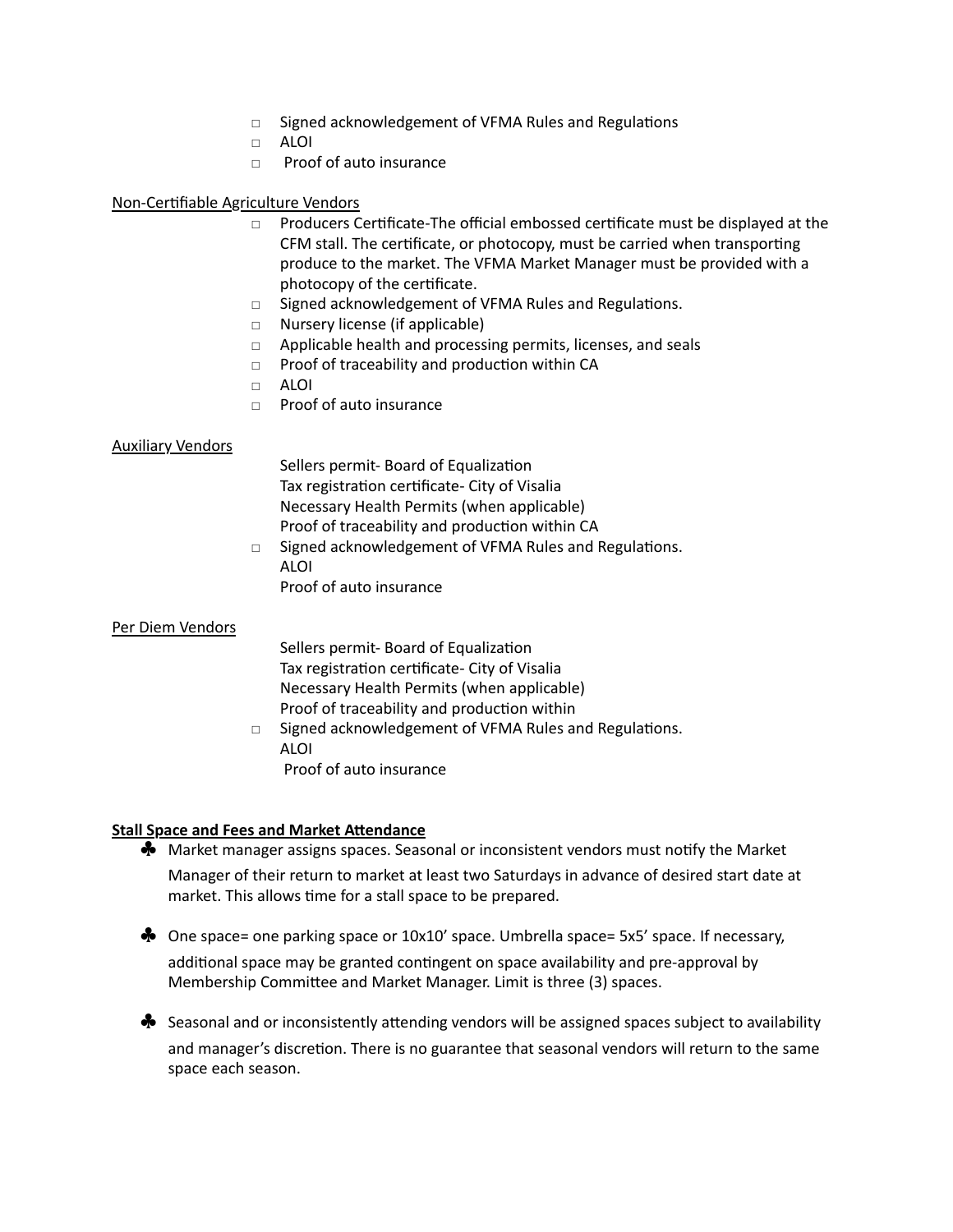- ☐ Signed acknowledgement of VFMA Rules and Regulations
- ☐ ALOI
- ☐ Proof of auto insurance

<u>Non-Certifiable Agriculture Vendors</u>

- ☐ Producers Certificate-The official embossed certificate must be displayed at the CFM stall. The certificate, or photocopy, must be carried when transporting produce to the market. The VFMA Market Manager must be provided with a photocopy of the certificate.
- ☐ Signed acknowledgement of VFMA Rules and Regulations.
- ☐ Nursery license (if applicable)
- ☐ Applicable health and processing permits, licenses, and seals
- ☐ Proof of traceability and production within CA
- ☐ ALOI
- ☐ Proof of auto insurance

<u>Auxiliary Vendors</u>

Sellers permit- Board of Equalization
Tax registration certificate- City of Visalia
Necessary Health Permits (when applicable)
Proof of traceability and production within CA
- ☐ Signed acknowledgement of VFMA Rules and Regulations.

ALOI
Proof of auto insurance

<u>Per Diem Vendors</u>

Sellers permit- Board of Equalization
Tax registration certificate- City of Visalia
Necessary Health Permits (when applicable)
Proof of traceability and production within
- ☐ Signed acknowledgement of VFMA Rules and Regulations.

ALOI
Proof of auto insurance

**<u>Stall Space and Fees and Market Attendance</u>**

- ♣ Market manager assigns spaces. Seasonal or inconsistent vendors must notify the Market Manager of their return to market at least two Saturdays in advance of desired start date at market. This allows time for a stall space to be prepared.
- ♣ One space= one parking space or 10x10' space. Umbrella space= 5x5' space. If necessary, additional space may be granted contingent on space availability and pre-approval by Membership Committee and Market Manager. Limit is three (3) spaces.
- ♣ Seasonal and or inconsistently attending vendors will be assigned spaces subject to availability and manager's discretion. There is no guarantee that seasonal vendors will return to the same space each season.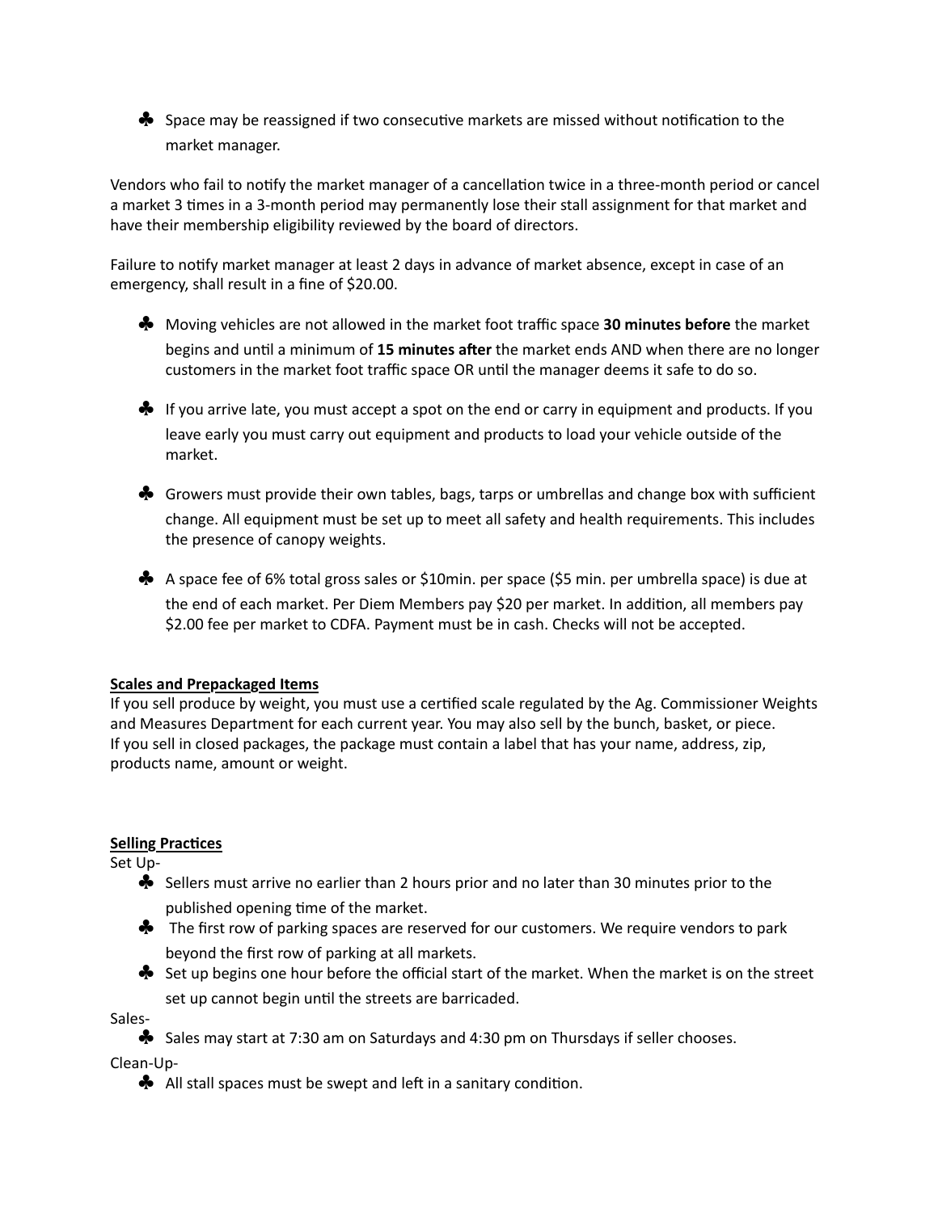- Space may be reassigned if two consecutive markets are missed without notification to the market manager.

Vendors who fail to notify the market manager of a cancellation twice in a three-month period or cancel a market 3 times in a 3-month period may permanently lose their stall assignment for that market and have their membership eligibility reviewed by the board of directors.

Failure to notify market manager at least 2 days in advance of market absence, except in case of an emergency, shall result in a fine of $20.00.

- Moving vehicles are not allowed in the market foot traffic space **30 minutes before** the market begins and until a minimum of **15 minutes after** the market ends AND when there are no longer customers in the market foot traffic space OR until the manager deems it safe to do so.

- If you arrive late, you must accept a spot on the end or carry in equipment and products. If you leave early you must carry out equipment and products to load your vehicle outside of the market.

- Growers must provide their own tables, bags, tarps or umbrellas and change box with sufficient change. All equipment must be set up to meet all safety and health requirements. This includes the presence of canopy weights.

- A space fee of 6% total gross sales or $10min. per space ($5 min. per umbrella space) is due at the end of each market. Per Diem Members pay $20 per market. In addition, all members pay $2.00 fee per market to CDFA. Payment must be in cash. Checks will not be accepted.

**<u>Scales and Prepackaged Items</u>**

If you sell produce by weight, you must use a certified scale regulated by the Ag. Commissioner Weights and Measures Department for each current year. You may also sell by the bunch, basket, or piece.
If you sell in closed packages, the package must contain a label that has your name, address, zip, products name, amount or weight.

**<u>Selling Practices</u>**

Set Up-

- Sellers must arrive no earlier than 2 hours prior and no later than 30 minutes prior to the published opening time of the market.
- The first row of parking spaces are reserved for our customers. We require vendors to park beyond the first row of parking at all markets.
- Set up begins one hour before the official start of the market. When the market is on the street set up cannot begin until the streets are barricaded.

Sales-

- Sales may start at 7:30 am on Saturdays and 4:30 pm on Thursdays if seller chooses.

Clean-Up-

- All stall spaces must be swept and left in a sanitary condition.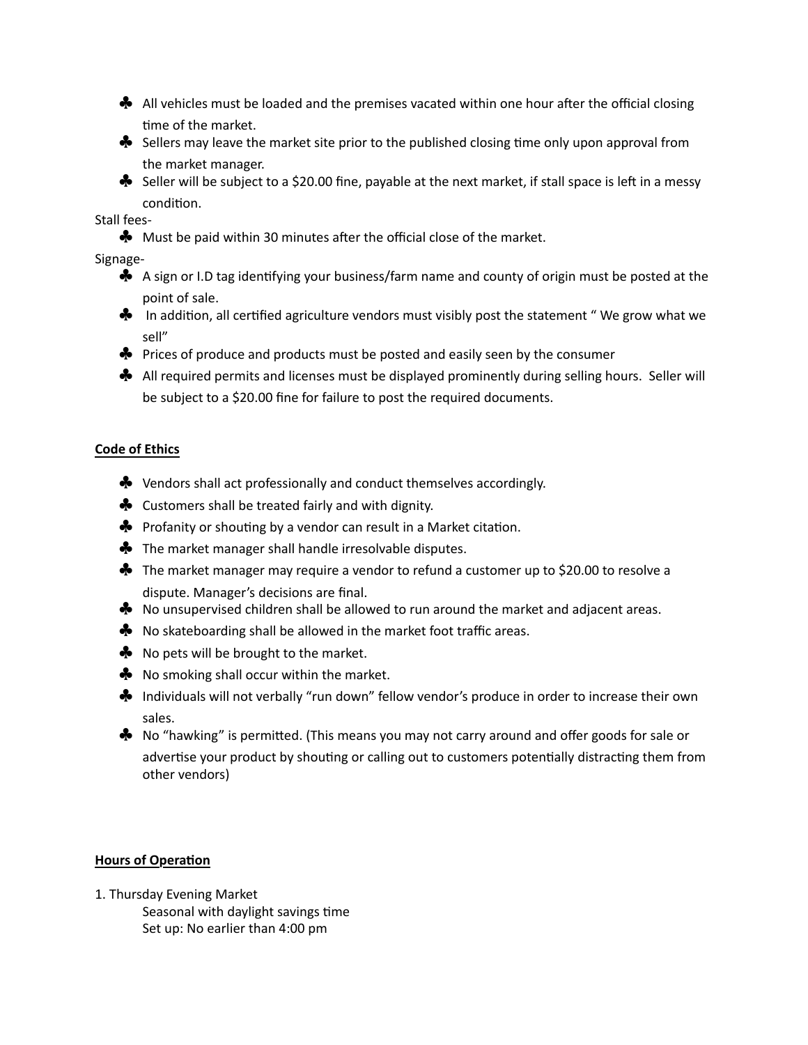- All vehicles must be loaded and the premises vacated within one hour after the official closing time of the market.
- Sellers may leave the market site prior to the published closing time only upon approval from the market manager.
- Seller will be subject to a $20.00 fine, payable at the next market, if stall space is left in a messy condition.

Stall fees-

- Must be paid within 30 minutes after the official close of the market.

Signage-

- A sign or I.D tag identifying your business/farm name and county of origin must be posted at the point of sale.
- In addition, all certified agriculture vendors must visibly post the statement " We grow what we sell"
- Prices of produce and products must be posted and easily seen by the consumer
- All required permits and licenses must be displayed prominently during selling hours. Seller will be subject to a $20.00 fine for failure to post the required documents.

**<u>Code of Ethics</u>**

- Vendors shall act professionally and conduct themselves accordingly.
- Customers shall be treated fairly and with dignity.
- Profanity or shouting by a vendor can result in a Market citation.
- The market manager shall handle irresolvable disputes.
- The market manager may require a vendor to refund a customer up to $20.00 to resolve a dispute. Manager's decisions are final.
- No unsupervised children shall be allowed to run around the market and adjacent areas.
- No skateboarding shall be allowed in the market foot traffic areas.
- No pets will be brought to the market.
- No smoking shall occur within the market.
- Individuals will not verbally "run down" fellow vendor's produce in order to increase their own sales.
- No "hawking" is permitted. (This means you may not carry around and offer goods for sale or advertise your product by shouting or calling out to customers potentially distracting them from other vendors)

**<u>Hours of Operation</u>**

1. Thursday Evening Market

    Seasonal with daylight savings time
    Set up: No earlier than 4:00 pm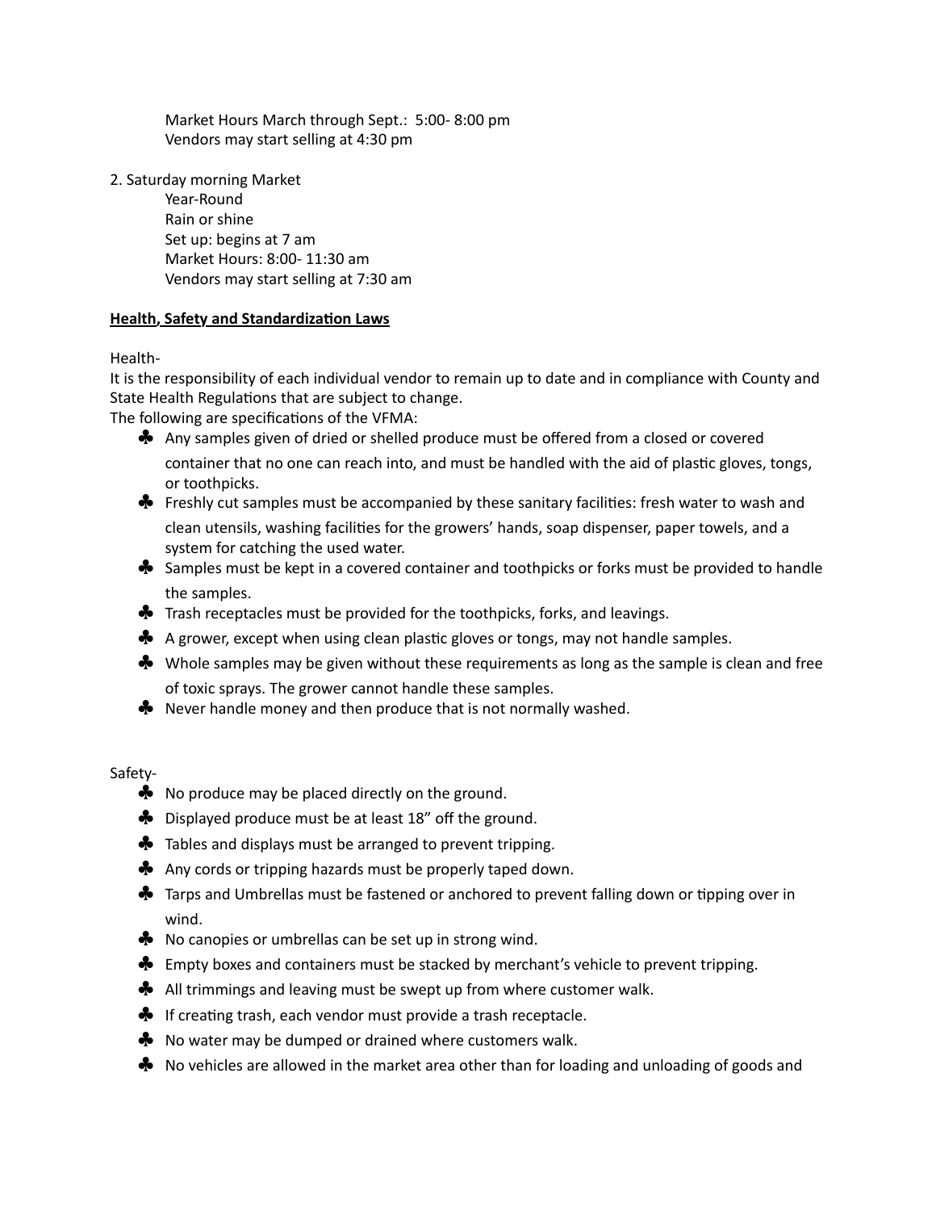Market Hours March through Sept.: 5:00- 8:00 pm
Vendors may start selling at 4:30 pm

2. Saturday morning Market
   Year-Round
   Rain or shine
   Set up: begins at 7 am
   Market Hours: 8:00- 11:30 am
   Vendors may start selling at 7:30 am

**Health, Safety and Standardization Laws**

Health-

It is the responsibility of each individual vendor to remain up to date and in compliance with County and State Health Regulations that are subject to change.

The following are specifications of the VFMA:

- Any samples given of dried or shelled produce must be offered from a closed or covered container that no one can reach into, and must be handled with the aid of plastic gloves, tongs, or toothpicks.
- Freshly cut samples must be accompanied by these sanitary facilities: fresh water to wash and clean utensils, washing facilities for the growers' hands, soap dispenser, paper towels, and a system for catching the used water.
- Samples must be kept in a covered container and toothpicks or forks must be provided to handle the samples.
- Trash receptacles must be provided for the toothpicks, forks, and leavings.
- A grower, except when using clean plastic gloves or tongs, may not handle samples.
- Whole samples may be given without these requirements as long as the sample is clean and free of toxic sprays. The grower cannot handle these samples.
- Never handle money and then produce that is not normally washed.

Safety-

- No produce may be placed directly on the ground.
- Displayed produce must be at least 18" off the ground.
- Tables and displays must be arranged to prevent tripping.
- Any cords or tripping hazards must be properly taped down.
- Tarps and Umbrellas must be fastened or anchored to prevent falling down or tipping over in wind.
- No canopies or umbrellas can be set up in strong wind.
- Empty boxes and containers must be stacked by merchant's vehicle to prevent tripping.
- All trimmings and leaving must be swept up from where customer walk.
- If creating trash, each vendor must provide a trash receptacle.
- No water may be dumped or drained where customers walk.
- No vehicles are allowed in the market area other than for loading and unloading of goods and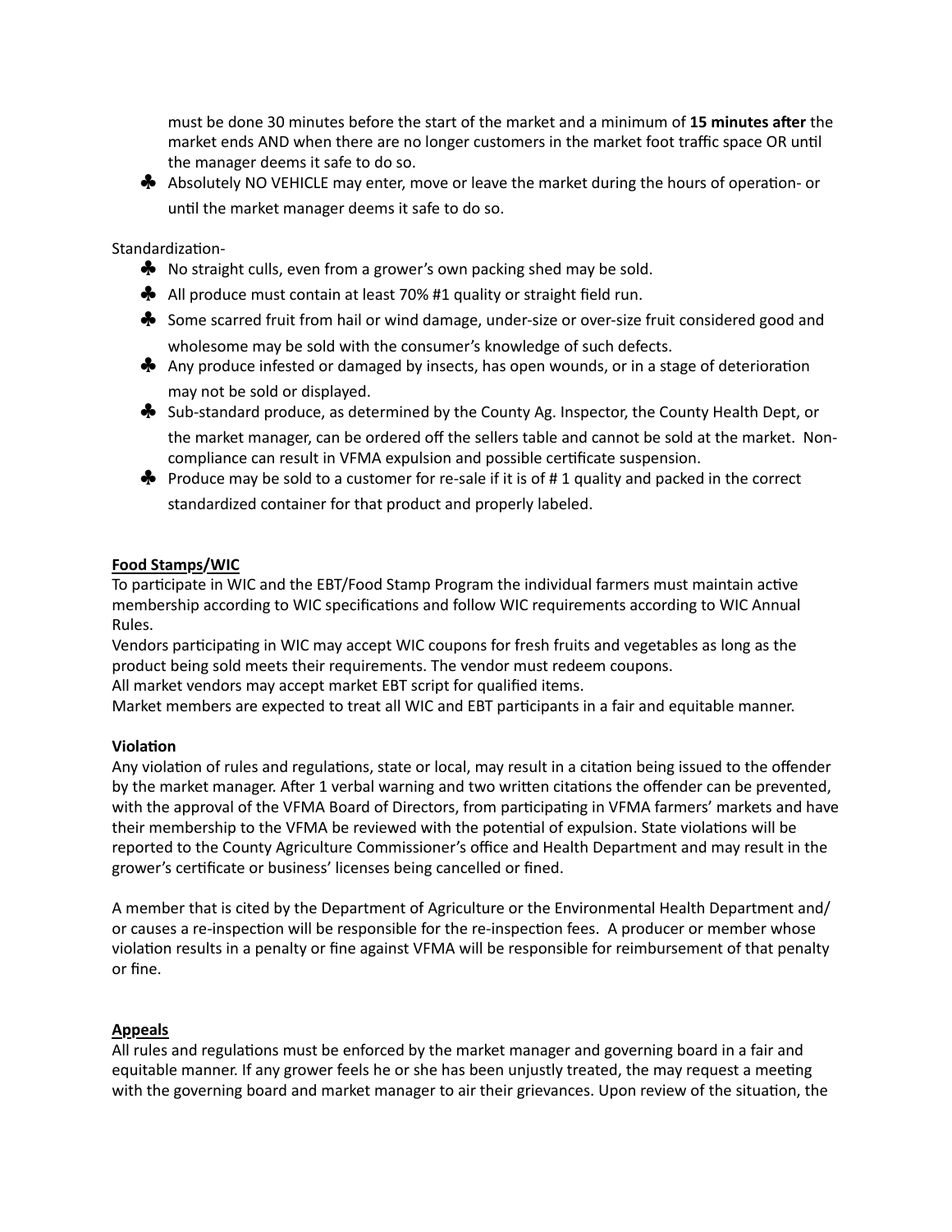must be done 30 minutes before the start of the market and a minimum of **15 minutes after** the market ends AND when there are no longer customers in the market foot traffic space OR until the manager deems it safe to do so.

- ♣ Absolutely NO VEHICLE may enter, move or leave the market during the hours of operation- or until the market manager deems it safe to do so.

Standardization-

- ♣ No straight culls, even from a grower's own packing shed may be sold.
- ♣ All produce must contain at least 70% #1 quality or straight field run.
- ♣ Some scarred fruit from hail or wind damage, under-size or over-size fruit considered good and wholesome may be sold with the consumer's knowledge of such defects.
- ♣ Any produce infested or damaged by insects, has open wounds, or in a stage of deterioration may not be sold or displayed.
- ♣ Sub-standard produce, as determined by the County Ag. Inspector, the County Health Dept, or the market manager, can be ordered off the sellers table and cannot be sold at the market. Non-compliance can result in VFMA expulsion and possible certificate suspension.
- ♣ Produce may be sold to a customer for re-sale if it is of # 1 quality and packed in the correct standardized container for that product and properly labeled.

**Food Stamps/WIC**

To participate in WIC and the EBT/Food Stamp Program the individual farmers must maintain active membership according to WIC specifications and follow WIC requirements according to WIC Annual Rules.

Vendors participating in WIC may accept WIC coupons for fresh fruits and vegetables as long as the product being sold meets their requirements. The vendor must redeem coupons.

All market vendors may accept market EBT script for qualified items.

Market members are expected to treat all WIC and EBT participants in a fair and equitable manner.

**Violation**

Any violation of rules and regulations, state or local, may result in a citation being issued to the offender by the market manager. After 1 verbal warning and two written citations the offender can be prevented, with the approval of the VFMA Board of Directors, from participating in VFMA farmers' markets and have their membership to the VFMA be reviewed with the potential of expulsion. State violations will be reported to the County Agriculture Commissioner's office and Health Department and may result in the grower's certificate or business' licenses being cancelled or fined.

A member that is cited by the Department of Agriculture or the Environmental Health Department and/ or causes a re-inspection will be responsible for the re-inspection fees. A producer or member whose violation results in a penalty or fine against VFMA will be responsible for reimbursement of that penalty or fine.

**Appeals**

All rules and regulations must be enforced by the market manager and governing board in a fair and equitable manner. If any grower feels he or she has been unjustly treated, the may request a meeting with the governing board and market manager to air their grievances. Upon review of the situation, the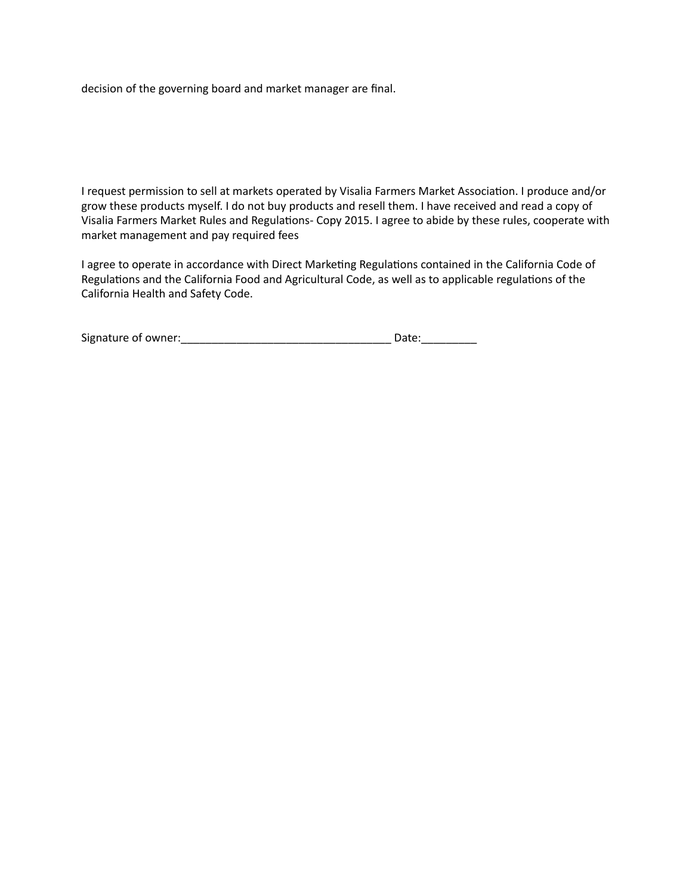decision of the governing board and market manager are final.

I request permission to sell at markets operated by Visalia Farmers Market Association. I produce and/or grow these products myself. I do not buy products and resell them. I have received and read a copy of Visalia Farmers Market Rules and Regulations- Copy 2015. I agree to abide by these rules, cooperate with market management and pay required fees

I agree to operate in accordance with Direct Marketing Regulations contained in the California Code of Regulations and the California Food and Agricultural Code, as well as to applicable regulations of the California Health and Safety Code.

Signature of owner:___________________________________ Date:_________